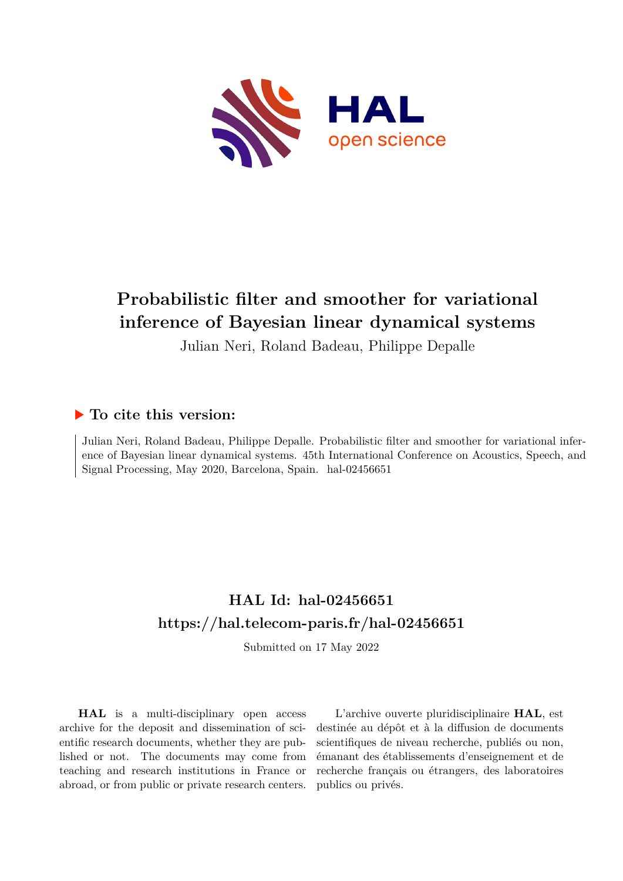# Probabilistic filter and smoother for variational inference of Bayesian linear dynamical systems

Julian Neri, Roland Badeau, Philippe Depalle

## ▶ To cite this version:

Julian Neri, Roland Badeau, Philippe Depalle. Probabilistic filter and smoother for variational inference of Bayesian linear dynamical systems. 45th International Conference on Acoustics, Speech, and Signal Processing, May 2020, Barcelona, Spain. hal-02456651

## HAL Id: hal-02456651
## https://hal.telecom-paris.fr/hal-02456651

Submitted on 17 May 2022

**HAL** is a multi-disciplinary open access archive for the deposit and dissemination of scientific research documents, whether they are published or not. The documents may come from teaching and research institutions in France or abroad, or from public or private research centers.

L'archive ouverte pluridisciplinaire **HAL**, est destinée au dépôt et à la diffusion de documents scientifiques de niveau recherche, publiés ou non, émanant des établissements d'enseignement et de recherche français ou étrangers, des laboratoires publics ou privés.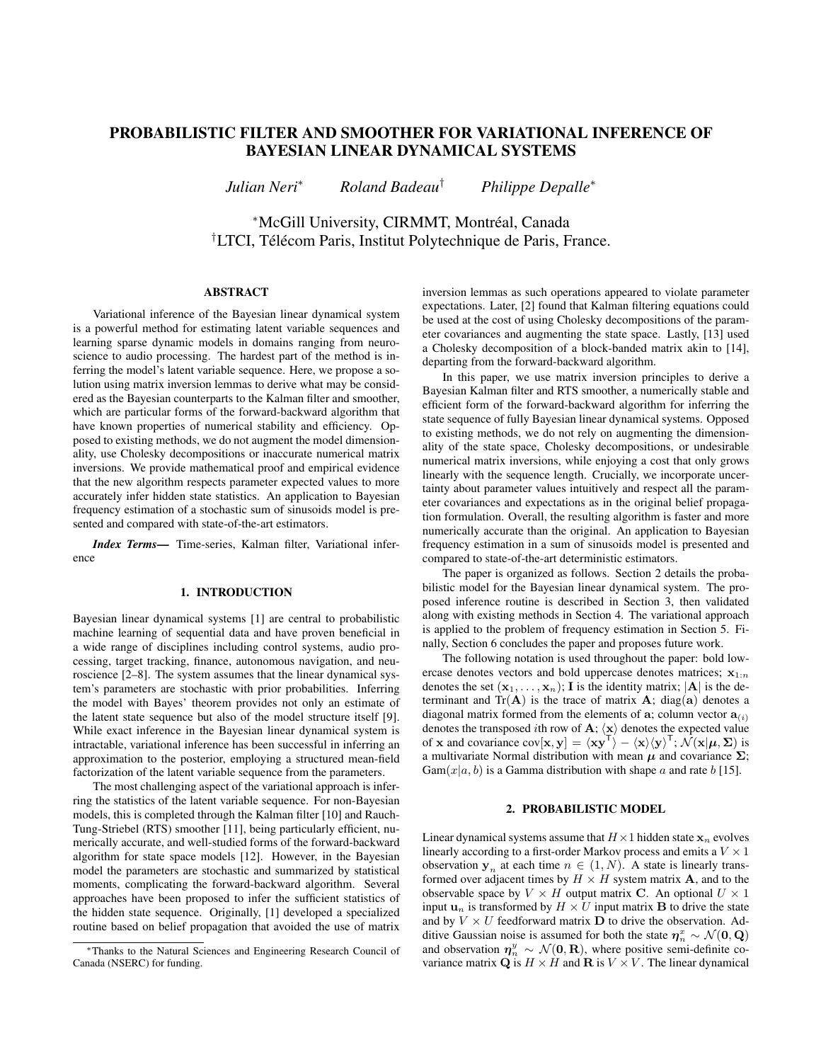# PROBABILISTIC FILTER AND SMOOTHER FOR VARIATIONAL INFERENCE OF BAYESIAN LINEAR DYNAMICAL SYSTEMS

*Julian Neri*[*] *Roland Badeau*[†] *Philippe Depalle*[*]

[*]McGill University, CIRMMT, Montréal, Canada
[†]LTCI, Télécom Paris, Institut Polytechnique de Paris, France.

## ABSTRACT

Variational inference of the Bayesian linear dynamical system is a powerful method for estimating latent variable sequences and learning sparse dynamic models in domains ranging from neuroscience to audio processing. The hardest part of the method is inferring the model's latent variable sequence. Here, we propose a solution using matrix inversion lemmas to derive what may be considered as the Bayesian counterparts to the Kalman filter and smoother, which are particular forms of the forward-backward algorithm that have known properties of numerical stability and efficiency. Opposed to existing methods, we do not augment the model dimensionality, use Cholesky decompositions or inaccurate numerical matrix inversions. We provide mathematical proof and empirical evidence that the new algorithm respects parameter expected values to more accurately infer hidden state statistics. An application to Bayesian frequency estimation of a stochastic sum of sinusoids model is presented and compared with state-of-the-art estimators.

***Index Terms***— Time-series, Kalman filter, Variational inference

## 1. INTRODUCTION

Bayesian linear dynamical systems [1] are central to probabilistic machine learning of sequential data and have proven beneficial in a wide range of disciplines including control systems, audio processing, target tracking, finance, autonomous navigation, and neuroscience [2–8]. The system assumes that the linear dynamical system's parameters are stochastic with prior probabilities. Inferring the model with Bayes' theorem provides not only an estimate of the latent state sequence but also of the model structure itself [9]. While exact inference in the Bayesian linear dynamical system is intractable, variational inference has been successful in inferring an approximation to the posterior, employing a structured mean-field factorization of the latent variable sequence from the parameters.

The most challenging aspect of the variational approach is inferring the statistics of the latent variable sequence. For non-Bayesian models, this is completed through the Kalman filter [10] and Rauch-Tung-Striebel (RTS) smoother [11], being particularly efficient, numerically accurate, and well-studied forms of the forward-backward algorithm for state space models [12]. However, in the Bayesian model the parameters are stochastic and summarized by statistical moments, complicating the forward-backward algorithm. Several approaches have been proposed to infer the sufficient statistics of the hidden state sequence. Originally, [1] developed a specialized routine based on belief propagation that avoided the use of matrix inversion lemmas as such operations appeared to violate parameter expectations. Later, [2] found that Kalman filtering equations could be used at the cost of using Cholesky decompositions of the parameter covariances and augmenting the state space. Lastly, [13] used a Cholesky decomposition of a block-banded matrix akin to [14], departing from the forward-backward algorithm.

In this paper, we use matrix inversion principles to derive a Bayesian Kalman filter and RTS smoother, a numerically stable and efficient form of the forward-backward algorithm for inferring the state sequence of fully Bayesian linear dynamical systems. Opposed to existing methods, we do not rely on augmenting the dimensionality of the state space, Cholesky decompositions, or undesirable numerical matrix inversions, while enjoying a cost that only grows linearly with the sequence length. Crucially, we incorporate uncertainty about parameter values intuitively and respect all the parameter covariances and expectations as in the original belief propagation formulation. Overall, the resulting algorithm is faster and more numerically accurate than the original. An application to Bayesian frequency estimation in a sum of sinusoids model is presented and compared to state-of-the-art deterministic estimators.

The paper is organized as follows. Section 2 details the probabilistic model for the Bayesian linear dynamical system. The proposed inference routine is described in Section 3, then validated along with existing methods in Section 4. The variational approach is applied to the problem of frequency estimation in Section 5. Finally, Section 6 concludes the paper and proposes future work.

The following notation is used throughout the paper: bold lowercase denotes vectors and bold uppercase denotes matrices; $\mathbf{x}_{1:n}$ denotes the set $(\mathbf{x}_1, \ldots, \mathbf{x}_n)$; $\mathbf{I}$ is the identity matrix; $|\mathbf{A}|$ is the determinant and $\mathrm{Tr}(\mathbf{A})$ is the trace of matrix $\mathbf{A}$; $\mathrm{diag}(\mathbf{a})$ denotes a diagonal matrix formed from the elements of $\mathbf{a}$; column vector $\mathbf{a}_{(i)}$ denotes the transposed $i$th row of $\mathbf{A}$; $\langle \mathbf{x} \rangle$ denotes the expected value of $\mathbf{x}$ and covariance $\mathrm{cov}[\mathbf{x}, \mathbf{y}] = \langle \mathbf{x}\mathbf{y}^\mathsf{T} \rangle - \langle \mathbf{x} \rangle \langle \mathbf{y} \rangle^\mathsf{T}$; $\mathcal{N}(\mathbf{x}|\boldsymbol{\mu}, \boldsymbol{\Sigma})$ is a multivariate Normal distribution with mean $\boldsymbol{\mu}$ and covariance $\boldsymbol{\Sigma}$; $\mathrm{Gam}(x|a, b)$ is a Gamma distribution with shape $a$ and rate $b$ [15].

## 2. PROBABILISTIC MODEL

Linear dynamical systems assume that $H \times 1$ hidden state $\mathbf{x}_n$ evolves linearly according to a first-order Markov process and emits a $V \times 1$ observation $\mathbf{y}_n$ at each time $n \in (1, N)$. A state is linearly transformed over adjacent times by $H \times H$ system matrix $\mathbf{A}$, and to the observable space by $V \times H$ output matrix $\mathbf{C}$. An optional $U \times 1$ input $\mathbf{u}_n$ is transformed by $H \times U$ input matrix $\mathbf{B}$ to drive the state and by $V \times U$ feedforward matrix $\mathbf{D}$ to drive the observation. Additive Gaussian noise is assumed for both the state $\boldsymbol{\eta}_n^x \sim \mathcal{N}(\mathbf{0}, \mathbf{Q})$ and observation $\boldsymbol{\eta}_n^y \sim \mathcal{N}(\mathbf{0}, \mathbf{R})$, where positive semi-definite covariance matrix $\mathbf{Q}$ is $H \times H$ and $\mathbf{R}$ is $V \times V$. The linear dynamical

[*]Thanks to the Natural Sciences and Engineering Research Council of Canada (NSERC) for funding.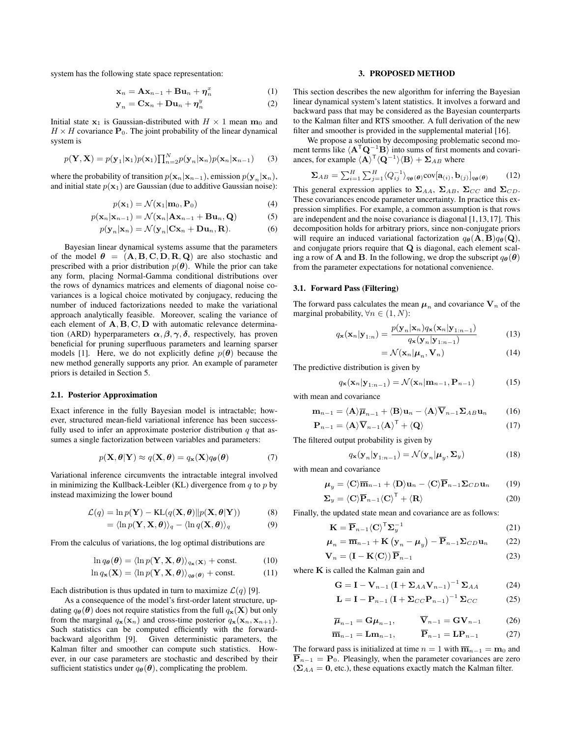system has the following state space representation:

$$\mathbf{x}_n = \mathbf{A}\mathbf{x}_{n-1} + \mathbf{B}\mathbf{u}_n + \boldsymbol{\eta}_n^x \tag{1}$$

$$\mathbf{y}_n = \mathbf{C}\mathbf{x}_n + \mathbf{D}\mathbf{u}_n + \boldsymbol{\eta}_n^y \tag{2}$$

Initial state $\mathbf{x}_1$ is Gaussian-distributed with $H \times 1$ mean $\mathbf{m}_0$ and $H \times H$ covariance $\mathbf{P}_0$. The joint probability of the linear dynamical system is

$$p(\mathbf{Y}, \mathbf{X}) = p(\mathbf{y}_1|\mathbf{x}_1)p(\mathbf{x}_1)\prod_{n=2}^{N} p(\mathbf{y}_n|\mathbf{x}_n)p(\mathbf{x}_n|\mathbf{x}_{n-1}) \tag{3}$$

where the probability of transition $p(\mathbf{x}_n|\mathbf{x}_{n-1})$, emission $p(\mathbf{y}_n|\mathbf{x}_n)$, and initial state $p(\mathbf{x}_1)$ are Gaussian (due to additive Gaussian noise):

$$p(\mathbf{x}_1) = \mathcal{N}(\mathbf{x}_1|\mathbf{m}_0, \mathbf{P}_0) \tag{4}$$

$$p(\mathbf{x}_n|\mathbf{x}_{n-1}) = \mathcal{N}(\mathbf{x}_n|\mathbf{A}\mathbf{x}_{n-1} + \mathbf{B}\mathbf{u}_n, \mathbf{Q}) \tag{5}$$

$$p(\mathbf{y}_n|\mathbf{x}_n) = \mathcal{N}(\mathbf{y}_n|\mathbf{C}\mathbf{x}_n + \mathbf{D}\mathbf{u}_n, \mathbf{R}). \tag{6}$$

Bayesian linear dynamical systems assume that the parameters of the model $\boldsymbol{\theta} = (\mathbf{A}, \mathbf{B}, \mathbf{C}, \mathbf{D}, \mathbf{R}, \mathbf{Q})$ are also stochastic and prescribed with a prior distribution $p(\boldsymbol{\theta})$. While the prior can take any form, placing Normal-Gamma conditional distributions over the rows of dynamics matrices and elements of diagonal noise covariances is a logical choice motivated by conjugacy, reducing the number of induced factorizations needed to make the variational approach analytically feasible. Moreover, scaling the variance of each element of $\mathbf{A}, \mathbf{B}, \mathbf{C}, \mathbf{D}$ with automatic relevance determination (ARD) hyperparameters $\boldsymbol{\alpha}, \boldsymbol{\beta}, \boldsymbol{\gamma}, \boldsymbol{\delta}$, respectively, has proven beneficial for pruning superfluous parameters and learning sparser models [1]. Here, we do not explicitly define $p(\boldsymbol{\theta})$ because the new method generally supports any prior. An example of parameter priors is detailed in Section 5.

### 2.1. Posterior Approximation

Exact inference in the fully Bayesian model is intractable; however, structured mean-field variational inference has been successfully used to infer an approximate posterior distribution $q$ that assumes a single factorization between variables and parameters:

$$p(\mathbf{X}, \boldsymbol{\theta}|\mathbf{Y}) \approx q(\mathbf{X}, \boldsymbol{\theta}) = q_{\mathbf{x}}(\mathbf{X})q_{\boldsymbol{\theta}}(\boldsymbol{\theta}) \tag{7}$$

Variational inference circumvents the intractable integral involved in minimizing the Kullback-Leibler (KL) divergence from $q$ to $p$ by instead maximizing the lower bound

$$\mathcal{L}(q) = \ln p(\mathbf{Y}) - \mathrm{KL}(q(\mathbf{X}, \boldsymbol{\theta})||p(\mathbf{X}, \boldsymbol{\theta}|\mathbf{Y})) \tag{8}$$

$$= \langle \ln p(\mathbf{Y}, \mathbf{X}, \boldsymbol{\theta})\rangle_q - \langle \ln q(\mathbf{X}, \boldsymbol{\theta})\rangle_q \tag{9}$$

From the calculus of variations, the log optimal distributions are

$$\ln q_{\boldsymbol{\theta}}(\boldsymbol{\theta}) = \langle \ln p(\mathbf{Y}, \mathbf{X}, \boldsymbol{\theta})\rangle_{q_{\mathbf{x}}(\mathbf{X})} + \text{const.} \tag{10}$$

$$\ln q_{\mathbf{x}}(\mathbf{X}) = \langle \ln p(\mathbf{Y}, \mathbf{X}, \boldsymbol{\theta})\rangle_{q_{\boldsymbol{\theta}}(\boldsymbol{\theta})} + \text{const.} \tag{11}$$

Each distribution is thus updated in turn to maximize $\mathcal{L}(q)$ [9].

As a consequence of the model's first-order latent structure, updating $q_{\boldsymbol{\theta}}(\boldsymbol{\theta})$ does not require statistics from the full $q_{\mathbf{x}}(\mathbf{X})$ but only from the marginal $q_{\mathbf{x}}(\mathbf{x}_n)$ and cross-time posterior $q_{\mathbf{x}}(\mathbf{x}_n, \mathbf{x}_{n+1})$. Such statistics can be computed efficiently with the forward-backward algorithm [9]. Given deterministic parameters, the Kalman filter and smoother can compute such statistics. However, in our case parameters are stochastic and described by their sufficient statistics under $q_{\boldsymbol{\theta}}(\boldsymbol{\theta})$, complicating the problem.

## 3. PROPOSED METHOD

This section describes the new algorithm for inferring the Bayesian linear dynamical system's latent statistics. It involves a forward and backward pass that may be considered as the Bayesian counterparts to the Kalman filter and RTS smoother. A full derivation of the new filter and smoother is provided in the supplemental material [16].

We propose a solution by decomposing problematic second moment terms like $\langle \mathbf{A}^\mathsf{T}\mathbf{Q}^{-1}\mathbf{B}\rangle$ into sums of first moments and covariances, for example $\langle \mathbf{A}\rangle^\mathsf{T}\langle \mathbf{Q}^{-1}\rangle\langle \mathbf{B}\rangle + \boldsymbol{\Sigma}_{AB}$ where

$$\boldsymbol{\Sigma}_{AB} = \sum_{i=1}^{H}\sum_{j=1}^{H}\langle Q_{ij}^{-1}\rangle_{q_{\boldsymbol{\theta}}(\boldsymbol{\theta})}\mathrm{cov}[\mathbf{a}_{(i)}, \mathbf{b}_{(j)}]_{q_{\boldsymbol{\theta}}(\boldsymbol{\theta})} \tag{12}$$

This general expression applies to $\boldsymbol{\Sigma}_{AA}$, $\boldsymbol{\Sigma}_{AB}$, $\boldsymbol{\Sigma}_{CC}$ and $\boldsymbol{\Sigma}_{CD}$. These covariances encode parameter uncertainty. In practice this expression simplifies. For example, a common assumption is that rows are independent and the noise covariance is diagonal [1,13,17]. This decomposition holds for arbitrary priors, since non-conjugate priors will require an induced variational factorization $q_{\boldsymbol{\theta}}(\mathbf{A}, \mathbf{B})q_{\boldsymbol{\theta}}(\mathbf{Q})$, and conjugate priors require that $\mathbf{Q}$ is diagonal, each element scaling a row of $\mathbf{A}$ and $\mathbf{B}$. In the following, we drop the subscript $q_{\boldsymbol{\theta}}(\boldsymbol{\theta})$ from the parameter expectations for notational convenience.

### 3.1. Forward Pass (Filtering)

The forward pass calculates the mean $\boldsymbol{\mu}_n$ and covariance $\mathbf{V}_n$ of the marginal probability, $\forall n \in (1, N)$:

$$q_{\mathbf{x}}(\mathbf{x}_n|\mathbf{y}_{1:n}) = \frac{p(\mathbf{y}_n|\mathbf{x}_n)q_{\mathbf{x}}(\mathbf{x}_n|\mathbf{y}_{1:n-1})}{q_{\mathbf{x}}(\mathbf{y}_n|\mathbf{y}_{1:n-1})} \tag{13}$$

$$= \mathcal{N}(\mathbf{x}_n|\boldsymbol{\mu}_n, \mathbf{V}_n) \tag{14}$$

The predictive distribution is given by

$$q_{\mathbf{x}}(\mathbf{x}_n|\mathbf{y}_{1:n-1}) = \mathcal{N}(\mathbf{x}_n|\mathbf{m}_{n-1}, \mathbf{P}_{n-1}) \tag{15}$$

with mean and covariance

$$\mathbf{m}_{n-1} = \langle \mathbf{A}\rangle\overline{\boldsymbol{\mu}}_{n-1} + \langle \mathbf{B}\rangle\mathbf{u}_n - \langle \mathbf{A}\rangle\overline{\mathbf{V}}_{n-1}\boldsymbol{\Sigma}_{AB}\mathbf{u}_n \tag{16}$$

$$\mathbf{P}_{n-1} = \langle \mathbf{A}\rangle\overline{\mathbf{V}}_{n-1}\langle \mathbf{A}\rangle^\mathsf{T} + \langle \mathbf{Q}\rangle \tag{17}$$

The filtered output probability is given by

$$q_{\mathbf{x}}(\mathbf{y}_n|\mathbf{y}_{1:n-1}) = \mathcal{N}(\mathbf{y}_n|\boldsymbol{\mu}_y, \boldsymbol{\Sigma}_y) \tag{18}$$

with mean and covariance

$$\boldsymbol{\mu}_y = \langle \mathbf{C}\rangle\overline{\mathbf{m}}_{n-1} + \langle \mathbf{D}\rangle\mathbf{u}_n - \langle \mathbf{C}\rangle\overline{\mathbf{P}}_{n-1}\boldsymbol{\Sigma}_{CD}\mathbf{u}_n \tag{19}$$

$$\boldsymbol{\Sigma}_y = \langle \mathbf{C}\rangle\overline{\mathbf{P}}_{n-1}\langle \mathbf{C}\rangle^\mathsf{T} + \langle \mathbf{R}\rangle \tag{20}$$

Finally, the updated state mean and covariance are as follows:

$$\mathbf{K} = \overline{\mathbf{P}}_{n-1}\langle \mathbf{C}\rangle^\mathsf{T}\boldsymbol{\Sigma}_y^{-1} \tag{21}$$

$$\boldsymbol{\mu}_n = \overline{\mathbf{m}}_{n-1} + \mathbf{K}\left(\mathbf{y}_n - \boldsymbol{\mu}_y\right) - \overline{\mathbf{P}}_{n-1}\boldsymbol{\Sigma}_{CD}\mathbf{u}_n \tag{22}$$

$$\mathbf{V}_n = (\mathbf{I} - \mathbf{K}\langle \mathbf{C}\rangle)\,\overline{\mathbf{P}}_{n-1} \tag{23}$$

where $\mathbf{K}$ is called the Kalman gain and

$$\mathbf{G} = \mathbf{I} - \mathbf{V}_{n-1}\left(\mathbf{I} + \boldsymbol{\Sigma}_{AA}\mathbf{V}_{n-1}\right)^{-1}\boldsymbol{\Sigma}_{AA} \tag{24}$$

$$\mathbf{L} = \mathbf{I} - \mathbf{P}_{n-1}\left(\mathbf{I} + \boldsymbol{\Sigma}_{CC}\mathbf{P}_{n-1}\right)^{-1}\boldsymbol{\Sigma}_{CC} \tag{25}$$

$$\overline{\boldsymbol{\mu}}_{n-1} = \mathbf{G}\boldsymbol{\mu}_{n-1}, \qquad \overline{\mathbf{V}}_{n-1} = \mathbf{G}\mathbf{V}_{n-1} \tag{26}$$

$$\overline{\mathbf{m}}_{n-1} = \mathbf{L}\mathbf{m}_{n-1}, \qquad \overline{\mathbf{P}}_{n-1} = \mathbf{L}\mathbf{P}_{n-1} \tag{27}$$

The forward pass is initialized at time $n = 1$ with $\overline{\mathbf{m}}_{n-1} = \mathbf{m}_0$ and $\overline{\mathbf{P}}_{n-1} = \mathbf{P}_0$. Pleasingly, when the parameter covariances are zero ($\boldsymbol{\Sigma}_{AA} = \mathbf{0}$, etc.), these equations exactly match the Kalman filter.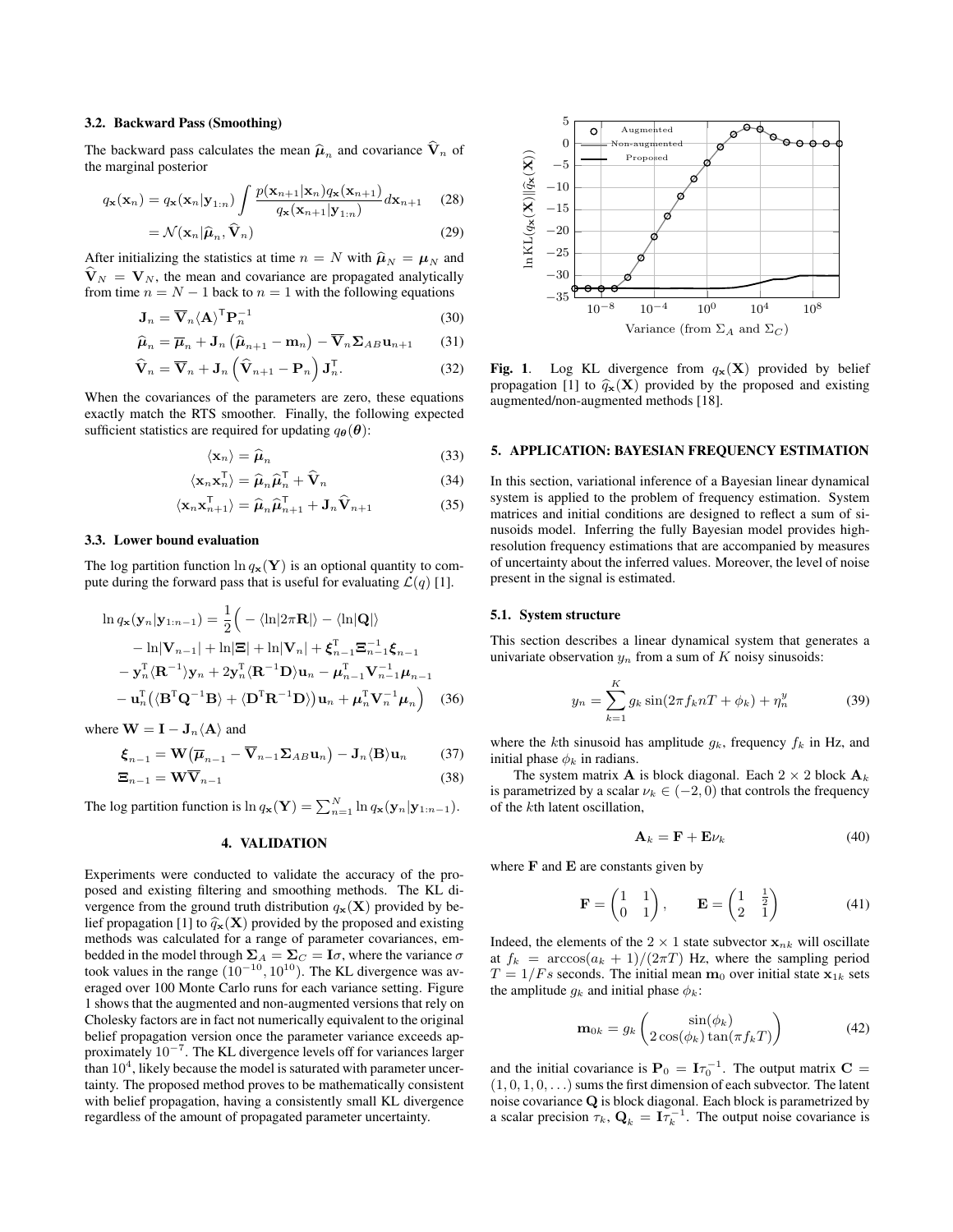### 3.2. Backward Pass (Smoothing)

The backward pass calculates the mean $\widehat{\boldsymbol{\mu}}_n$ and covariance $\widehat{\mathbf{V}}_n$ of the marginal posterior

$$q_{\mathbf{x}}(\mathbf{x}_n) = q_{\mathbf{x}}(\mathbf{x}_n|\mathbf{y}_{1:n}) \int \frac{p(\mathbf{x}_{n+1}|\mathbf{x}_n) q_{\mathbf{x}}(\mathbf{x}_{n+1})}{q_{\mathbf{x}}(\mathbf{x}_{n+1}|\mathbf{y}_{1:n})} d\mathbf{x}_{n+1} \tag{28}$$

$$= \mathcal{N}(\mathbf{x}_n|\widehat{\boldsymbol{\mu}}_n, \widehat{\mathbf{V}}_n) \tag{29}$$

After initializing the statistics at time $n = N$ with $\widehat{\boldsymbol{\mu}}_N = \boldsymbol{\mu}_N$ and $\widehat{\mathbf{V}}_N = \mathbf{V}_N$, the mean and covariance are propagated analytically from time $n = N-1$ back to $n = 1$ with the following equations

$$\mathbf{J}_n = \overline{\mathbf{V}}_n \langle \mathbf{A} \rangle^{\mathsf{T}} \mathbf{P}_n^{-1} \tag{30}$$

$$\widehat{\boldsymbol{\mu}}_n = \overline{\boldsymbol{\mu}}_n + \mathbf{J}_n \left(\widehat{\boldsymbol{\mu}}_{n+1} - \mathbf{m}_n\right) - \overline{\mathbf{V}}_n \boldsymbol{\Sigma}_{AB} \mathbf{u}_{n+1} \tag{31}$$

$$\widehat{\mathbf{V}}_n = \overline{\mathbf{V}}_n + \mathbf{J}_n \left(\widehat{\mathbf{V}}_{n+1} - \mathbf{P}_n\right) \mathbf{J}_n^{\mathsf{T}}. \tag{32}$$

When the covariances of the parameters are zero, these equations exactly match the RTS smoother. Finally, the following expected sufficient statistics are required for updating $q_{\boldsymbol{\theta}}(\boldsymbol{\theta})$:

$$\langle \mathbf{x}_n \rangle = \widehat{\boldsymbol{\mu}}_n \tag{33}$$

$$\langle \mathbf{x}_n \mathbf{x}_n^{\mathsf{T}} \rangle = \widehat{\boldsymbol{\mu}}_n \widehat{\boldsymbol{\mu}}_n^{\mathsf{T}} + \widehat{\mathbf{V}}_n \tag{34}$$

$$\langle \mathbf{x}_n \mathbf{x}_{n+1}^{\mathsf{T}} \rangle = \widehat{\boldsymbol{\mu}}_n \widehat{\boldsymbol{\mu}}_{n+1}^{\mathsf{T}} + \mathbf{J}_n \widehat{\mathbf{V}}_{n+1} \tag{35}$$

### 3.3. Lower bound evaluation

The log partition function $\ln q_{\mathbf{x}}(\mathbf{Y})$ is an optional quantity to compute during the forward pass that is useful for evaluating $\mathcal{L}(q)$ [1].

$$\begin{aligned}
\ln q_{\mathbf{x}}(\mathbf{y}_n|\mathbf{y}_{1:n-1}) = \frac{1}{2}\Big( & -\langle \ln|2\pi \mathbf{R}| \rangle - \langle \ln|\mathbf{Q}| \rangle \\
& - \ln|\mathbf{V}_{n-1}| + \ln|\boldsymbol{\Xi}| + \ln|\mathbf{V}_n| + \boldsymbol{\xi}_{n-1}^{\mathsf{T}} \boldsymbol{\Xi}_{n-1}^{-1} \boldsymbol{\xi}_{n-1} \\
& - \mathbf{y}_n^{\mathsf{T}} \langle \mathbf{R}^{-1} \rangle \mathbf{y}_n + 2\mathbf{y}_n^{\mathsf{T}} \langle \mathbf{R}^{-1}\mathbf{D} \rangle \mathbf{u}_n - \boldsymbol{\mu}_{n-1}^{\mathsf{T}} \mathbf{V}_{n-1}^{-1} \boldsymbol{\mu}_{n-1} \\
& - \mathbf{u}_n^{\mathsf{T}} \big( \langle \mathbf{B}^{\mathsf{T}} \mathbf{Q}^{-1} \mathbf{B} \rangle + \langle \mathbf{D}^{\mathsf{T}} \mathbf{R}^{-1} \mathbf{D} \rangle \big) \mathbf{u}_n + \boldsymbol{\mu}_n^{\mathsf{T}} \mathbf{V}_n^{-1} \boldsymbol{\mu}_n \Big)
\end{aligned} \tag{36}$$

where $\mathbf{W} = \mathbf{I} - \mathbf{J}_n \langle \mathbf{A} \rangle$ and

$$\boldsymbol{\xi}_{n-1} = \mathbf{W}\big(\overline{\boldsymbol{\mu}}_{n-1} - \overline{\mathbf{V}}_{n-1} \boldsymbol{\Sigma}_{AB} \mathbf{u}_n\big) - \mathbf{J}_n \langle \mathbf{B} \rangle \mathbf{u}_n \tag{37}$$

$$\boldsymbol{\Xi}_{n-1} = \mathbf{W} \overline{\mathbf{V}}_{n-1} \tag{38}$$

The log partition function is $\ln q_{\mathbf{x}}(\mathbf{Y}) = \sum_{n=1}^{N} \ln q_{\mathbf{x}}(\mathbf{y}_n|\mathbf{y}_{1:n-1})$.

## 4. VALIDATION

Experiments were conducted to validate the accuracy of the proposed and existing filtering and smoothing methods. The KL divergence from the ground truth distribution $q_{\mathbf{x}}(\mathbf{X})$ provided by belief propagation [1] to $\widehat{q}_{\mathbf{x}}(\mathbf{X})$ provided by the proposed and existing methods was calculated for a range of parameter covariances, embedded in the model through $\boldsymbol{\Sigma}_A = \boldsymbol{\Sigma}_C = \mathbf{I}\sigma$, where the variance $\sigma$ took values in the range $(10^{-10}, 10^{10})$. The KL divergence was averaged over 100 Monte Carlo runs for each variance setting. Figure 1 shows that the augmented and non-augmented versions that rely on Cholesky factors are in fact not numerically equivalent to the original belief propagation version once the parameter variance exceeds approximately $10^{-7}$. The KL divergence levels off for variances larger than $10^4$, likely because the model is saturated with parameter uncertainty. The proposed method proves to be mathematically consistent with belief propagation, having a consistently small KL divergence regardless of the amount of propagated parameter uncertainty.

**Fig. 1.** Log KL divergence from $q_{\mathbf{x}}(\mathbf{X})$ provided by belief propagation [1] to $\widehat{q}_{\mathbf{x}}(\mathbf{X})$ provided by the proposed and existing augmented/non-augmented methods [18].

## 5. APPLICATION: BAYESIAN FREQUENCY ESTIMATION

In this section, variational inference of a Bayesian linear dynamical system is applied to the problem of frequency estimation. System matrices and initial conditions are designed to reflect a sum of sinusoids model. Inferring the fully Bayesian model provides high-resolution frequency estimations that are accompanied by measures of uncertainty about the inferred values. Moreover, the level of noise present in the signal is estimated.

### 5.1. System structure

This section describes a linear dynamical system that generates a univariate observation $y_n$ from a sum of $K$ noisy sinusoids:

$$y_n = \sum_{k=1}^{K} g_k \sin(2\pi f_k n T + \phi_k) + \eta_n^y \tag{39}$$

where the $k$th sinusoid has amplitude $g_k$, frequency $f_k$ in Hz, and initial phase $\phi_k$ in radians.

The system matrix $\mathbf{A}$ is block diagonal. Each $2 \times 2$ block $\mathbf{A}_k$ is parametrized by a scalar $\nu_k \in (-2, 0)$ that controls the frequency of the $k$th latent oscillation,

$$\mathbf{A}_k = \mathbf{F} + \mathbf{E}\nu_k \tag{40}$$

where $\mathbf{F}$ and $\mathbf{E}$ are constants given by

$$\mathbf{F} = \begin{pmatrix} 1 & 1 \\ 0 & 1 \end{pmatrix}, \qquad \mathbf{E} = \begin{pmatrix} 1 & \frac{1}{2} \\ 2 & 1 \end{pmatrix} \tag{41}$$

Indeed, the elements of the $2 \times 1$ state subvector $\mathbf{x}_{nk}$ will oscillate at $f_k = \arccos(a_k + 1)/(2\pi T)$ Hz, where the sampling period $T = 1/Fs$ seconds. The initial mean $\mathbf{m}_0$ over initial state $\mathbf{x}_{1k}$ sets the amplitude $g_k$ and initial phase $\phi_k$:

$$\mathbf{m}_{0k} = g_k \begin{pmatrix} \sin(\phi_k) \\ 2\cos(\phi_k)\tan(\pi f_k T) \end{pmatrix} \tag{42}$$

and the initial covariance is $\mathbf{P}_0 = \mathbf{I}\tau_0^{-1}$. The output matrix $\mathbf{C} = (1, 0, 1, 0, \dots)$ sums the first dimension of each subvector. The latent noise covariance $\mathbf{Q}$ is block diagonal. Each block is parametrized by a scalar precision $\tau_k$, $\mathbf{Q}_k = \mathbf{I}\tau_k^{-1}$. The output noise covariance is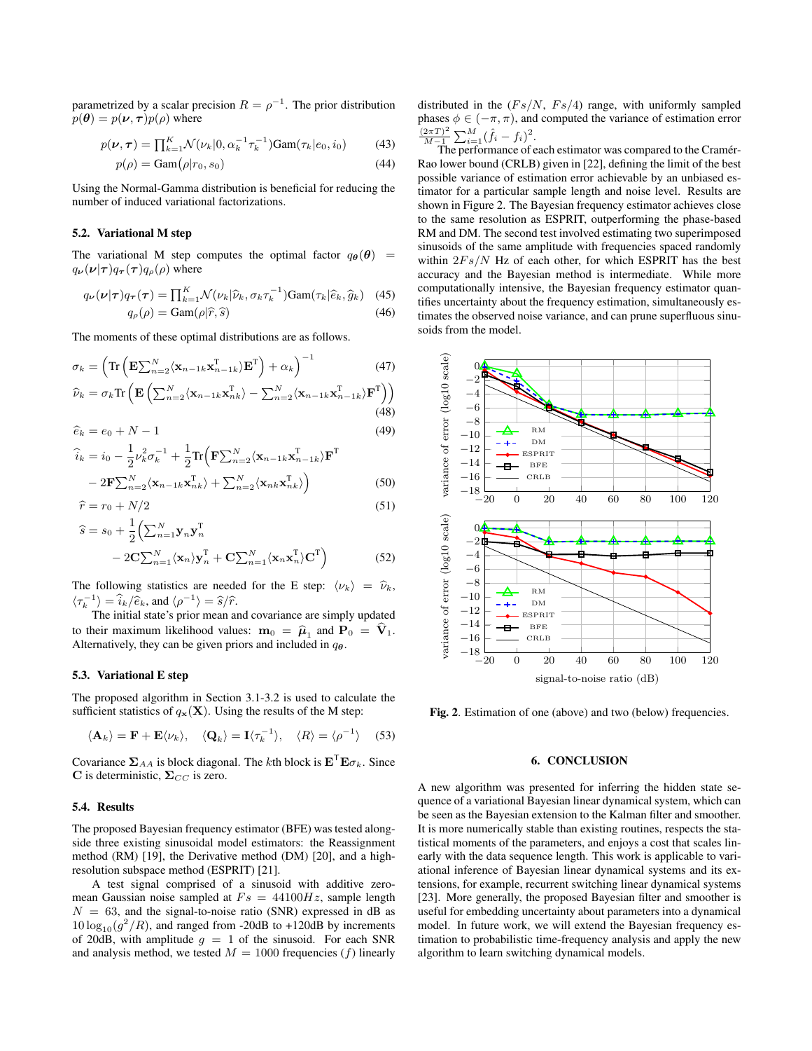parametrized by a scalar precision $R = \rho^{-1}$. The prior distribution $p(\boldsymbol{\theta}) = p(\boldsymbol{\nu}, \boldsymbol{\tau})p(\rho)$ where

$$p(\boldsymbol{\nu}, \boldsymbol{\tau}) = \prod_{k=1}^{K} \mathcal{N}(\nu_k|0, \alpha_k^{-1}\tau_k^{-1})\text{Gam}(\tau_k|e_0, i_0) \quad (43)$$

$$p(\rho) = \text{Gam}(\rho|r_0, s_0) \quad (44)$$

Using the Normal-Gamma distribution is beneficial for reducing the number of induced variational factorizations.

### 5.2. Variational M step

The variational M step computes the optimal factor $q_{\boldsymbol{\theta}}(\boldsymbol{\theta}) = q_{\boldsymbol{\nu}}(\boldsymbol{\nu}|\boldsymbol{\tau})q_{\boldsymbol{\tau}}(\boldsymbol{\tau})q_{\rho}(\rho)$ where

$$q_{\boldsymbol{\nu}}(\boldsymbol{\nu}|\boldsymbol{\tau})q_{\boldsymbol{\tau}}(\boldsymbol{\tau}) = \prod_{k=1}^{K} \mathcal{N}(\nu_k|\widehat{\nu}_k, \sigma_k\tau_k^{-1})\text{Gam}(\tau_k|\widehat{e}_k, \widehat{g}_k) \quad (45)$$

$$q_{\rho}(\rho) = \text{Gam}(\rho|\widehat{r}, \widehat{s}) \quad (46)$$

The moments of these optimal distributions are as follows.

$$\sigma_k = \left(\text{Tr}\left(\mathbf{E}\textstyle\sum_{n=2}^{N}\langle\mathbf{x}_{n-1k}\mathbf{x}_{n-1k}^{\text{T}}\rangle\mathbf{E}^{\text{T}}\right) + \alpha_k\right)^{-1} \quad (47)$$

$$\widehat{\nu}_k = \sigma_k\text{Tr}\left(\mathbf{E}\left(\textstyle\sum_{n=2}^{N}\langle\mathbf{x}_{n-1k}\mathbf{x}_{nk}^{\text{T}}\rangle - \textstyle\sum_{n=2}^{N}\langle\mathbf{x}_{n-1k}\mathbf{x}_{n-1k}^{\text{T}}\rangle\mathbf{F}^{\text{T}}\right)\right) \quad (48)$$

$$\widehat{e}_k = e_0 + N - 1 \quad (49)$$

$$\widehat{i}_k = i_0 - \frac{1}{2}\nu_k^2\sigma_k^{-1} + \frac{1}{2}\text{Tr}\Big(\mathbf{F}\textstyle\sum_{n=2}^{N}\langle\mathbf{x}_{n-1k}\mathbf{x}_{n-1k}^{\text{T}}\rangle\mathbf{F}^{\text{T}} - 2\mathbf{F}\textstyle\sum_{n=2}^{N}\langle\mathbf{x}_{n-1k}\mathbf{x}_{nk}^{\text{T}}\rangle + \textstyle\sum_{n=2}^{N}\langle\mathbf{x}_{nk}\mathbf{x}_{nk}^{\text{T}}\rangle\Big) \quad (50)$$

$$\widehat{r} = r_0 + N/2 \quad (51)$$

$$\widehat{s} = s_0 + \frac{1}{2}\Big(\textstyle\sum_{n=1}^{N}\mathbf{y}_n\mathbf{y}_n^{\text{T}} - 2\mathbf{C}\textstyle\sum_{n=1}^{N}\langle\mathbf{x}_n\rangle\mathbf{y}_n^{\text{T}} + \mathbf{C}\textstyle\sum_{n=1}^{N}\langle\mathbf{x}_n\mathbf{x}_n^{\text{T}}\rangle\mathbf{C}^{\text{T}}\Big) \quad (52)$$

The following statistics are needed for the E step: $\langle\nu_k\rangle = \widehat{\nu}_k$, $\langle\tau_k^{-1}\rangle = \widehat{i}_k/\widehat{e}_k$, and $\langle\rho^{-1}\rangle = \widehat{s}/\widehat{r}$.

The initial state's prior mean and covariance are simply updated to their maximum likelihood values: $\mathbf{m}_0 = \widehat{\boldsymbol{\mu}}_1$ and $\mathbf{P}_0 = \widehat{\mathbf{V}}_1$. Alternatively, they can be given priors and included in $q_{\boldsymbol{\theta}}$.

### 5.3. Variational E step

The proposed algorithm in Section 3.1-3.2 is used to calculate the sufficient statistics of $q_{\mathbf{x}}(\mathbf{X})$. Using the results of the M step:

$$\langle\mathbf{A}_k\rangle = \mathbf{F} + \mathbf{E}\langle\nu_k\rangle, \quad \langle\mathbf{Q}_k\rangle = \mathbf{I}\langle\tau_k^{-1}\rangle, \quad \langle R\rangle = \langle\rho^{-1}\rangle \quad (53)$$

Covariance $\boldsymbol{\Sigma}_{AA}$ is block diagonal. The $k$th block is $\mathbf{E}^{\text{T}}\mathbf{E}\sigma_k$. Since $\mathbf{C}$ is deterministic, $\boldsymbol{\Sigma}_{CC}$ is zero.

### 5.4. Results

The proposed Bayesian frequency estimator (BFE) was tested alongside three existing sinusoidal model estimators: the Reassignment method (RM) [19], the Derivative method (DM) [20], and a high-resolution subspace method (ESPRIT) [21].

A test signal comprised of a sinusoid with additive zero-mean Gaussian noise sampled at $Fs = 44100Hz$, sample length $N = 63$, and the signal-to-noise ratio (SNR) expressed in dB as $10\log_{10}(g^2/R)$, and ranged from -20dB to +120dB by increments of 20dB, with amplitude $g = 1$ of the sinusoid. For each SNR and analysis method, we tested $M = 1000$ frequencies ($f$) linearly distributed in the ($Fs/N$, $Fs/4$) range, with uniformly sampled phases $\phi \in (-\pi, \pi)$, and computed the variance of estimation error $\frac{(2\pi T)^2}{M-1}\sum_{i=1}^{M}(\hat{f}_i - f_i)^2$.

The performance of each estimator was compared to the Cramér-Rao lower bound (CRLB) given in [22], defining the limit of the best possible variance of estimation error achievable by an unbiased estimator for a particular sample length and noise level. Results are shown in Figure 2. The Bayesian frequency estimator achieves close to the same resolution as ESPRIT, outperforming the phase-based RM and DM. The second test involved estimating two superimposed sinusoids of the same amplitude with frequencies spaced randomly within $2Fs/N$ Hz of each other, for which ESPRIT has the best accuracy and the Bayesian method is intermediate. While more computationally intensive, the Bayesian frequency estimator quantifies uncertainty about the frequency estimation, simultaneously estimates the observed noise variance, and can prune superfluous sinusoids from the model.

**Fig. 2**. Estimation of one (above) and two (below) frequencies.

## 6. CONCLUSION

A new algorithm was presented for inferring the hidden state sequence of a variational Bayesian linear dynamical system, which can be seen as the Bayesian extension to the Kalman filter and smoother. It is more numerically stable than existing routines, respects the statistical moments of the parameters, and enjoys a cost that scales linearly with the data sequence length. This work is applicable to variational inference of Bayesian linear dynamical systems and its extensions, for example, recurrent switching linear dynamical systems [23]. More generally, the proposed Bayesian filter and smoother is useful for embedding uncertainty about parameters into a dynamical model. In future work, we will extend the Bayesian frequency estimation to probabilistic time-frequency analysis and apply the new algorithm to learn switching dynamical models.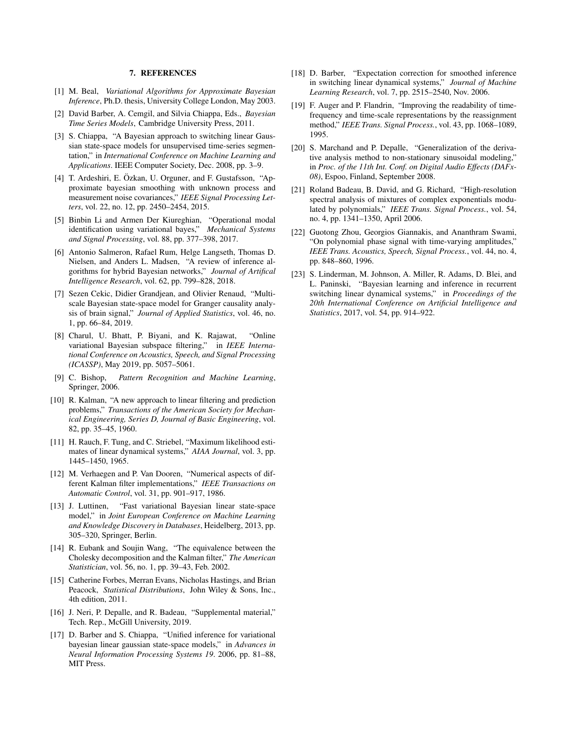## 7. REFERENCES

[1] M. Beal, *Variational Algorithms for Approximate Bayesian Inference*, Ph.D. thesis, University College London, May 2003.

[2] David Barber, A. Cemgil, and Silvia Chiappa, Eds., *Bayesian Time Series Models*, Cambridge University Press, 2011.

[3] S. Chiappa, "A Bayesian approach to switching linear Gaussian state-space models for unsupervised time-series segmentation," in *International Conference on Machine Learning and Applications*. IEEE Computer Society, Dec. 2008, pp. 3–9.

[4] T. Ardeshiri, E. Özkan, U. Orguner, and F. Gustafsson, "Approximate bayesian smoothing with unknown process and measurement noise covariances," *IEEE Signal Processing Letters*, vol. 22, no. 12, pp. 2450–2454, 2015.

[5] Binbin Li and Armen Der Kiureghian, "Operational modal identification using variational bayes," *Mechanical Systems and Signal Processing*, vol. 88, pp. 377–398, 2017.

[6] Antonio Salmeron, Rafael Rum, Helge Langseth, Thomas D. Nielsen, and Anders L. Madsen, "A review of inference algorithms for hybrid Bayesian networks," *Journal of Artifical Intelligence Research*, vol. 62, pp. 799–828, 2018.

[7] Sezen Cekic, Didier Grandjean, and Olivier Renaud, "Multiscale Bayesian state-space model for Granger causality analysis of brain signal," *Journal of Applied Statistics*, vol. 46, no. 1, pp. 66–84, 2019.

[8] Charul, U. Bhatt, P. Biyani, and K. Rajawat, "Online variational Bayesian subspace filtering," in *IEEE International Conference on Acoustics, Speech, and Signal Processing (ICASSP)*, May 2019, pp. 5057–5061.

[9] C. Bishop, *Pattern Recognition and Machine Learning*, Springer, 2006.

[10] R. Kalman, "A new approach to linear filtering and prediction problems," *Transactions of the American Society for Mechanical Engineering, Series D, Journal of Basic Engineering*, vol. 82, pp. 35–45, 1960.

[11] H. Rauch, F. Tung, and C. Striebel, "Maximum likelihood estimates of linear dynamical systems," *AIAA Journal*, vol. 3, pp. 1445–1450, 1965.

[12] M. Verhaegen and P. Van Dooren, "Numerical aspects of different Kalman filter implementations," *IEEE Transactions on Automatic Control*, vol. 31, pp. 901–917, 1986.

[13] J. Luttinen, "Fast variational Bayesian linear state-space model," in *Joint European Conference on Machine Learning and Knowledge Discovery in Databases*, Heidelberg, 2013, pp. 305–320, Springer, Berlin.

[14] R. Eubank and Soujin Wang, "The equivalence between the Cholesky decomposition and the Kalman filter," *The American Statistician*, vol. 56, no. 1, pp. 39–43, Feb. 2002.

[15] Catherine Forbes, Merran Evans, Nicholas Hastings, and Brian Peacock, *Statistical Distributions*, John Wiley & Sons, Inc., 4th edition, 2011.

[16] J. Neri, P. Depalle, and R. Badeau, "Supplemental material," Tech. Rep., McGill University, 2019.

[17] D. Barber and S. Chiappa, "Unified inference for variational bayesian linear gaussian state-space models," in *Advances in Neural Information Processing Systems 19*. 2006, pp. 81–88, MIT Press.

[18] D. Barber, "Expectation correction for smoothed inference in switching linear dynamical systems," *Journal of Machine Learning Research*, vol. 7, pp. 2515–2540, Nov. 2006.

[19] F. Auger and P. Flandrin, "Improving the readability of time-frequency and time-scale representations by the reassignment method," *IEEE Trans. Signal Process.*, vol. 43, pp. 1068–1089, 1995.

[20] S. Marchand and P. Depalle, "Generalization of the derivative analysis method to non-stationary sinusoidal modeling," in *Proc. of the 11th Int. Conf. on Digital Audio Effects (DAFx-08)*, Espoo, Finland, September 2008.

[21] Roland Badeau, B. David, and G. Richard, "High-resolution spectral analysis of mixtures of complex exponentials modulated by polynomials," *IEEE Trans. Signal Process.*, vol. 54, no. 4, pp. 1341–1350, April 2006.

[22] Guotong Zhou, Georgios Giannakis, and Ananthram Swami, "On polynomial phase signal with time-varying amplitudes," *IEEE Trans. Acoustics, Speech, Signal Process.*, vol. 44, no. 4, pp. 848–860, 1996.

[23] S. Linderman, M. Johnson, A. Miller, R. Adams, D. Blei, and L. Paninski, "Bayesian learning and inference in recurrent switching linear dynamical systems," in *Proceedings of the 20th International Conference on Artificial Intelligence and Statistics*, 2017, vol. 54, pp. 914–922.